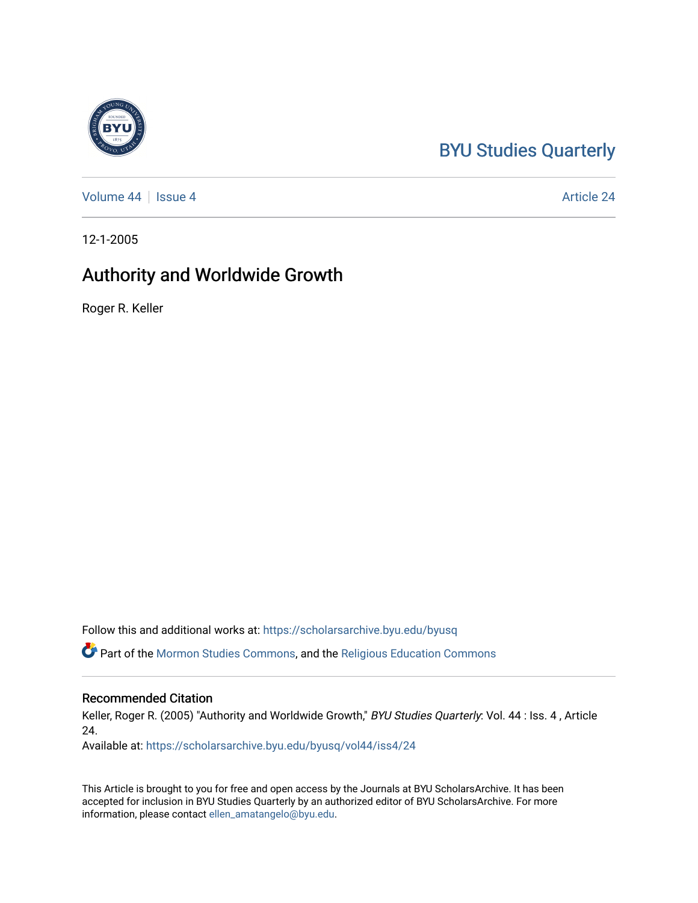BYU Studies Quarterly

Volume 44 | Issue 4 | Article 24

12-1-2005

# Authority and Worldwide Growth

Roger R. Keller

Follow this and additional works at: https://scholarsarchive.byu.edu/byusq

Part of the Mormon Studies Commons, and the Religious Education Commons

## Recommended Citation

Keller, Roger R. (2005) "Authority and Worldwide Growth," *BYU Studies Quarterly*: Vol. 44 : Iss. 4 , Article 24.

Available at: https://scholarsarchive.byu.edu/byusq/vol44/iss4/24

This Article is brought to you for free and open access by the Journals at BYU ScholarsArchive. It has been accepted for inclusion in BYU Studies Quarterly by an authorized editor of BYU ScholarsArchive. For more information, please contact ellen_amatangelo@byu.edu.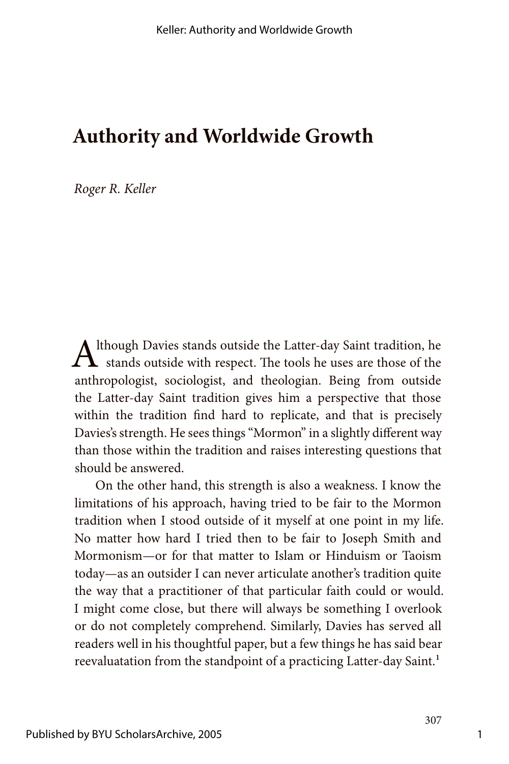# Authority and Worldwide Growth

*Roger R. Keller*

Although Davies stands outside the Latter-day Saint tradition, he stands outside with respect. The tools he uses are those of the anthropologist, sociologist, and theologian. Being from outside the Latter-day Saint tradition gives him a perspective that those within the tradition find hard to replicate, and that is precisely Davies's strength. He sees things "Mormon" in a slightly different way than those within the tradition and raises interesting questions that should be answered.

On the other hand, this strength is also a weakness. I know the limitations of his approach, having tried to be fair to the Mormon tradition when I stood outside of it myself at one point in my life. No matter how hard I tried then to be fair to Joseph Smith and Mormonism—or for that matter to Islam or Hinduism or Taoism today—as an outsider I can never articulate another's tradition quite the way that a practitioner of that particular faith could or would. I might come close, but there will always be something I overlook or do not completely comprehend. Similarly, Davies has served all readers well in his thoughtful paper, but a few things he has said bear reevaluatation from the standpoint of a practicing Latter-day Saint.[1]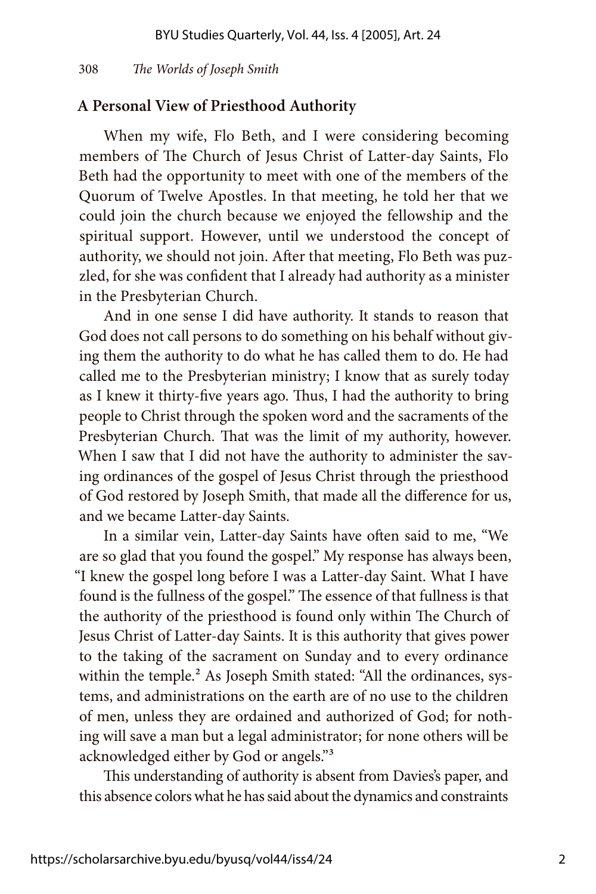## A Personal View of Priesthood Authority

When my wife, Flo Beth, and I were considering becoming members of The Church of Jesus Christ of Latter-day Saints, Flo Beth had the opportunity to meet with one of the members of the Quorum of Twelve Apostles. In that meeting, he told her that we could join the church because we enjoyed the fellowship and the spiritual support. However, until we understood the concept of authority, we should not join. After that meeting, Flo Beth was puzzled, for she was confident that I already had authority as a minister in the Presbyterian Church.

And in one sense I did have authority. It stands to reason that God does not call persons to do something on his behalf without giving them the authority to do what he has called them to do. He had called me to the Presbyterian ministry; I know that as surely today as I knew it thirty-five years ago. Thus, I had the authority to bring people to Christ through the spoken word and the sacraments of the Presbyterian Church. That was the limit of my authority, however. When I saw that I did not have the authority to administer the saving ordinances of the gospel of Jesus Christ through the priesthood of God restored by Joseph Smith, that made all the difference for us, and we became Latter-day Saints.

In a similar vein, Latter-day Saints have often said to me, "We are so glad that you found the gospel." My response has always been, "I knew the gospel long before I was a Latter-day Saint. What I have found is the fullness of the gospel." The essence of that fullness is that the authority of the priesthood is found only within The Church of Jesus Christ of Latter-day Saints. It is this authority that gives power to the taking of the sacrament on Sunday and to every ordinance within the temple.[2] As Joseph Smith stated: "All the ordinances, systems, and administrations on the earth are of no use to the children of men, unless they are ordained and authorized of God; for nothing will save a man but a legal administrator; for none others will be acknowledged either by God or angels."[3]

This understanding of authority is absent from Davies's paper, and this absence colors what he has said about the dynamics and constraints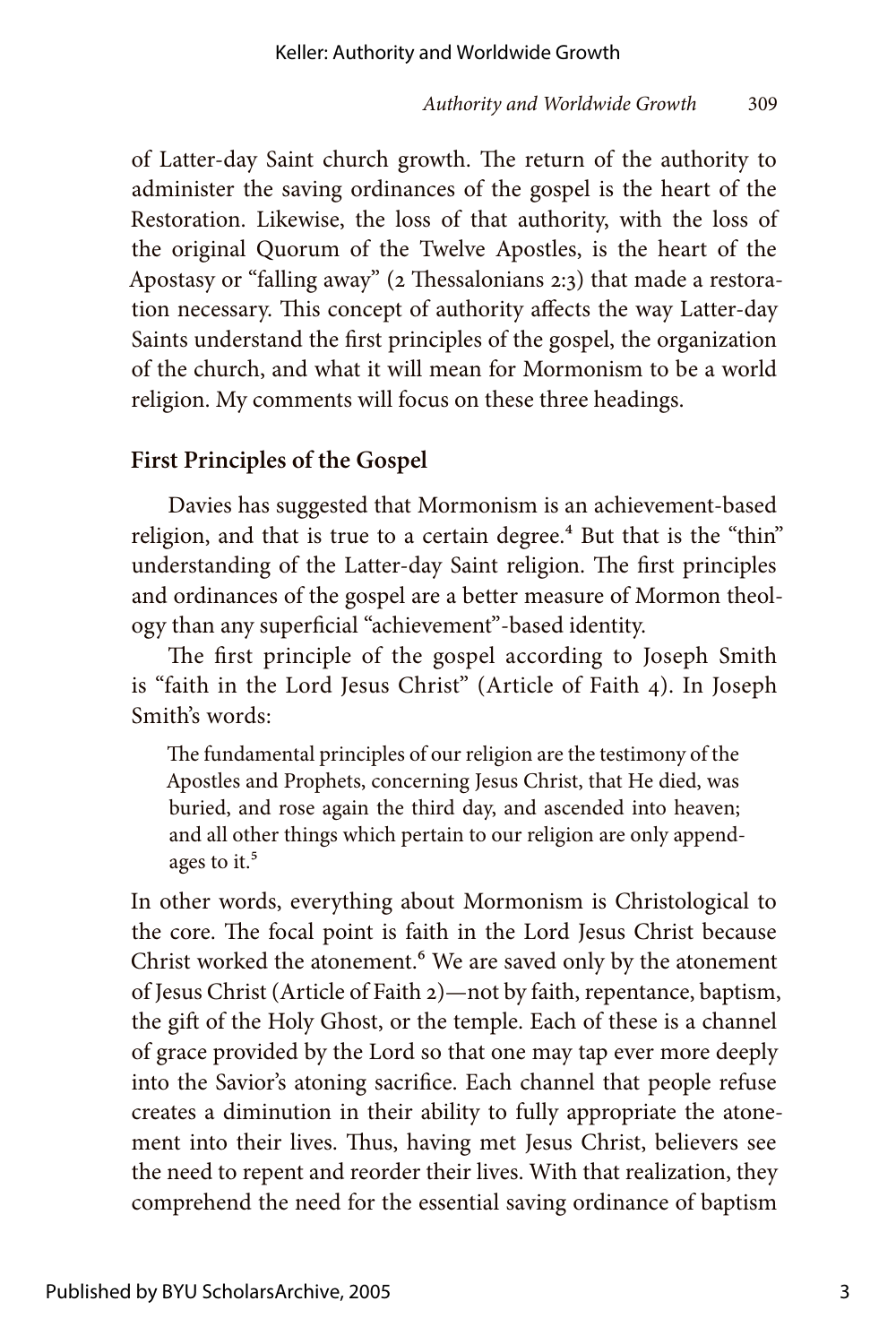of Latter-day Saint church growth. The return of the authority to administer the saving ordinances of the gospel is the heart of the Restoration. Likewise, the loss of that authority, with the loss of the original Quorum of the Twelve Apostles, is the heart of the Apostasy or "falling away" (2 Thessalonians 2:3) that made a restoration necessary. This concept of authority affects the way Latter-day Saints understand the first principles of the gospel, the organization of the church, and what it will mean for Mormonism to be a world religion. My comments will focus on these three headings.

## First Principles of the Gospel

Davies has suggested that Mormonism is an achievement-based religion, and that is true to a certain degree.[4] But that is the "thin" understanding of the Latter-day Saint religion. The first principles and ordinances of the gospel are a better measure of Mormon theology than any superficial "achievement"-based identity.

The first principle of the gospel according to Joseph Smith is "faith in the Lord Jesus Christ" (Article of Faith 4). In Joseph Smith's words:

> The fundamental principles of our religion are the testimony of the Apostles and Prophets, concerning Jesus Christ, that He died, was buried, and rose again the third day, and ascended into heaven; and all other things which pertain to our religion are only appendages to it.[5]

In other words, everything about Mormonism is Christological to the core. The focal point is faith in the Lord Jesus Christ because Christ worked the atonement.[6] We are saved only by the atonement of Jesus Christ (Article of Faith 2)—not by faith, repentance, baptism, the gift of the Holy Ghost, or the temple. Each of these is a channel of grace provided by the Lord so that one may tap ever more deeply into the Savior's atoning sacrifice. Each channel that people refuse creates a diminution in their ability to fully appropriate the atonement into their lives. Thus, having met Jesus Christ, believers see the need to repent and reorder their lives. With that realization, they comprehend the need for the essential saving ordinance of baptism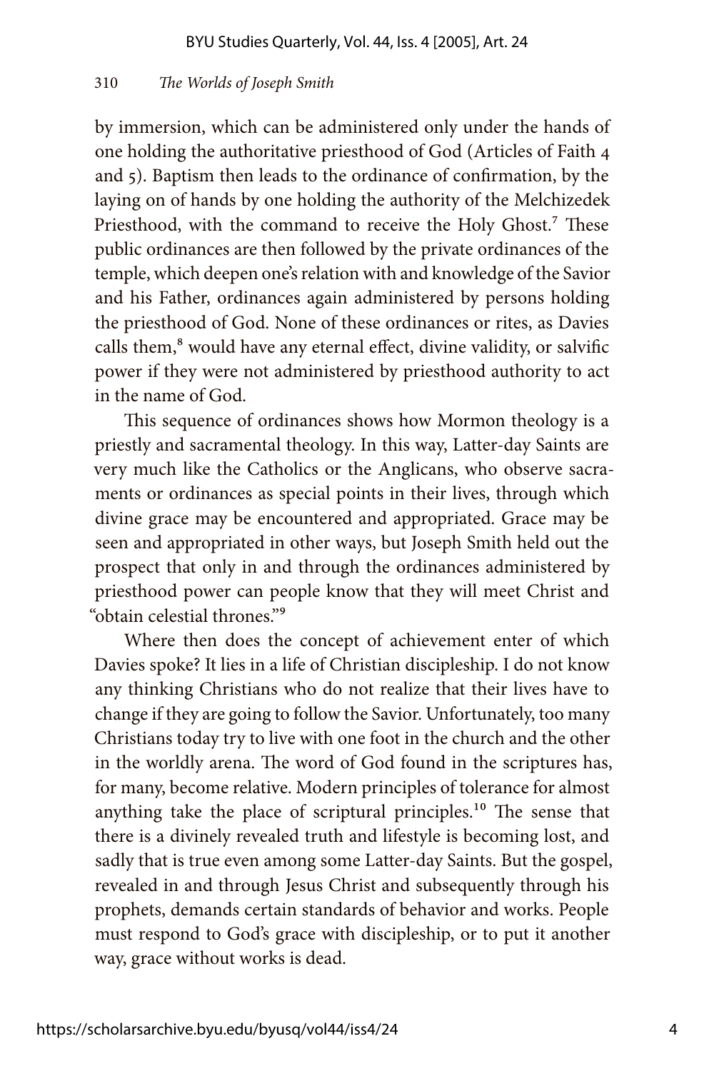by immersion, which can be administered only under the hands of one holding the authoritative priesthood of God (Articles of Faith 4 and 5). Baptism then leads to the ordinance of confirmation, by the laying on of hands by one holding the authority of the Melchizedek Priesthood, with the command to receive the Holy Ghost.[7] These public ordinances are then followed by the private ordinances of the temple, which deepen one's relation with and knowledge of the Savior and his Father, ordinances again administered by persons holding the priesthood of God. None of these ordinances or rites, as Davies calls them,[8] would have any eternal effect, divine validity, or salvific power if they were not administered by priesthood authority to act in the name of God.

This sequence of ordinances shows how Mormon theology is a priestly and sacramental theology. In this way, Latter-day Saints are very much like the Catholics or the Anglicans, who observe sacraments or ordinances as special points in their lives, through which divine grace may be encountered and appropriated. Grace may be seen and appropriated in other ways, but Joseph Smith held out the prospect that only in and through the ordinances administered by priesthood power can people know that they will meet Christ and "obtain celestial thrones."[9]

Where then does the concept of achievement enter of which Davies spoke? It lies in a life of Christian discipleship. I do not know any thinking Christians who do not realize that their lives have to change if they are going to follow the Savior. Unfortunately, too many Christians today try to live with one foot in the church and the other in the worldly arena. The word of God found in the scriptures has, for many, become relative. Modern principles of tolerance for almost anything take the place of scriptural principles.[10] The sense that there is a divinely revealed truth and lifestyle is becoming lost, and sadly that is true even among some Latter-day Saints. But the gospel, revealed in and through Jesus Christ and subsequently through his prophets, demands certain standards of behavior and works. People must respond to God's grace with discipleship, or to put it another way, grace without works is dead.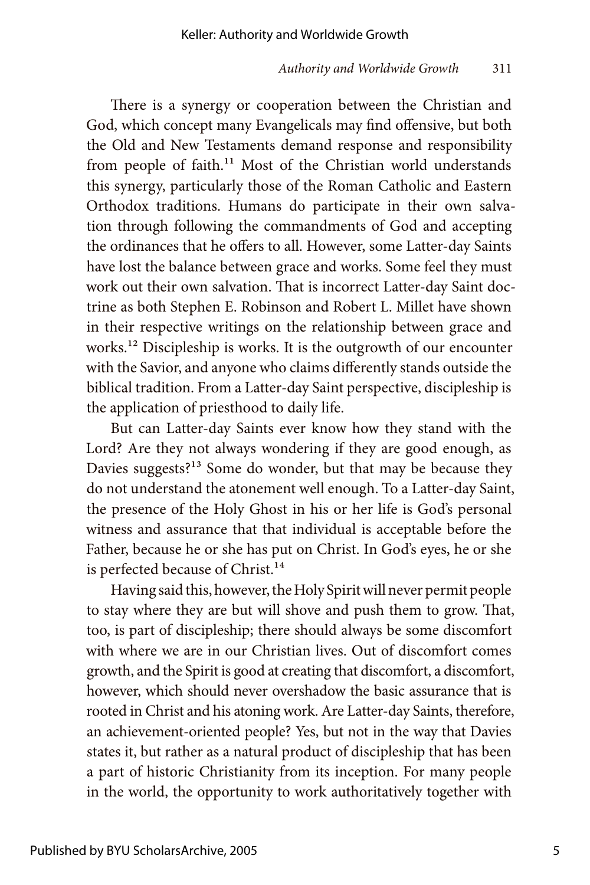There is a synergy or cooperation between the Christian and God, which concept many Evangelicals may find offensive, but both the Old and New Testaments demand response and responsibility from people of faith.[11] Most of the Christian world understands this synergy, particularly those of the Roman Catholic and Eastern Orthodox traditions. Humans do participate in their own salvation through following the commandments of God and accepting the ordinances that he offers to all. However, some Latter-day Saints have lost the balance between grace and works. Some feel they must work out their own salvation. That is incorrect Latter-day Saint doctrine as both Stephen E. Robinson and Robert L. Millet have shown in their respective writings on the relationship between grace and works.[12] Discipleship is works. It is the outgrowth of our encounter with the Savior, and anyone who claims differently stands outside the biblical tradition. From a Latter-day Saint perspective, discipleship is the application of priesthood to daily life.

But can Latter-day Saints ever know how they stand with the Lord? Are they not always wondering if they are good enough, as Davies suggests?[13] Some do wonder, but that may be because they do not understand the atonement well enough. To a Latter-day Saint, the presence of the Holy Ghost in his or her life is God's personal witness and assurance that that individual is acceptable before the Father, because he or she has put on Christ. In God's eyes, he or she is perfected because of Christ.[14]

Having said this, however, the Holy Spirit will never permit people to stay where they are but will shove and push them to grow. That, too, is part of discipleship; there should always be some discomfort with where we are in our Christian lives. Out of discomfort comes growth, and the Spirit is good at creating that discomfort, a discomfort, however, which should never overshadow the basic assurance that is rooted in Christ and his atoning work. Are Latter-day Saints, therefore, an achievement-oriented people? Yes, but not in the way that Davies states it, but rather as a natural product of discipleship that has been a part of historic Christianity from its inception. For many people in the world, the opportunity to work authoritatively together with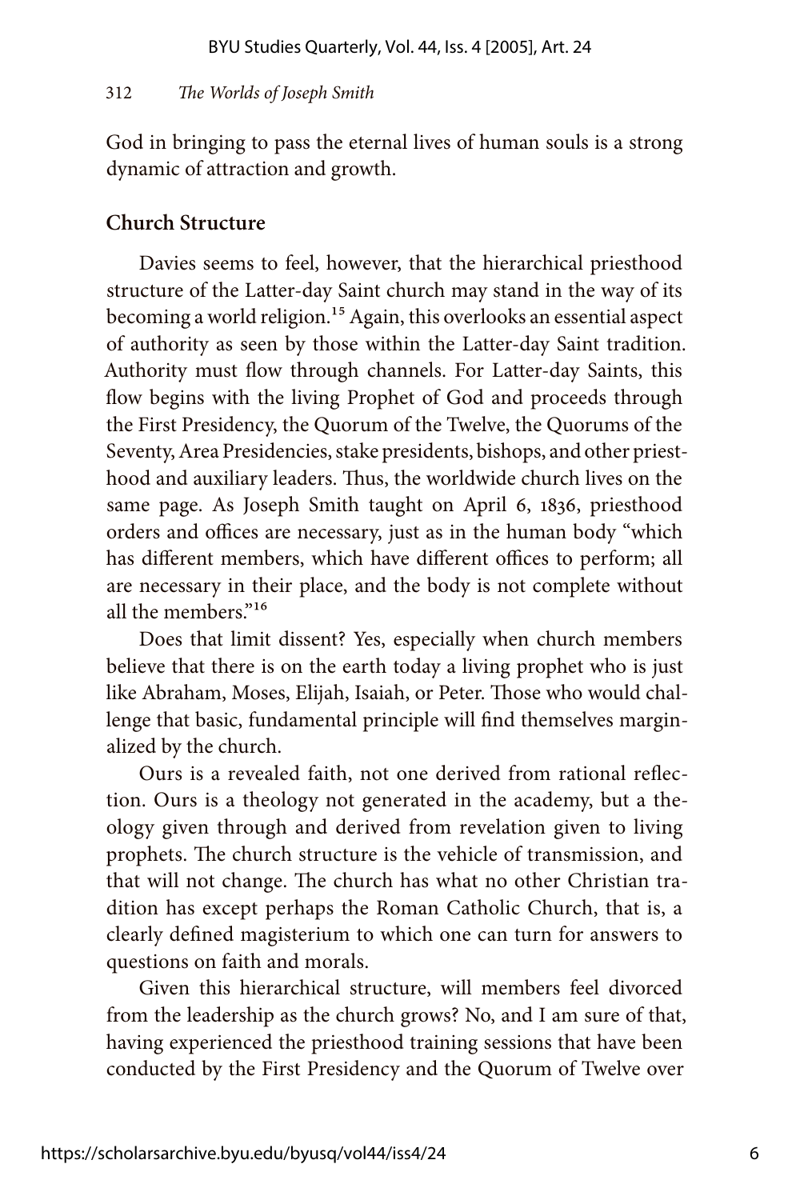God in bringing to pass the eternal lives of human souls is a strong dynamic of attraction and growth.

## Church Structure

Davies seems to feel, however, that the hierarchical priesthood structure of the Latter-day Saint church may stand in the way of its becoming a world religion.[15] Again, this overlooks an essential aspect of authority as seen by those within the Latter-day Saint tradition. Authority must flow through channels. For Latter-day Saints, this flow begins with the living Prophet of God and proceeds through the First Presidency, the Quorum of the Twelve, the Quorums of the Seventy, Area Presidencies, stake presidents, bishops, and other priesthood and auxiliary leaders. Thus, the worldwide church lives on the same page. As Joseph Smith taught on April 6, 1836, priesthood orders and offices are necessary, just as in the human body "which has different members, which have different offices to perform; all are necessary in their place, and the body is not complete without all the members."[16]

Does that limit dissent? Yes, especially when church members believe that there is on the earth today a living prophet who is just like Abraham, Moses, Elijah, Isaiah, or Peter. Those who would challenge that basic, fundamental principle will find themselves marginalized by the church.

Ours is a revealed faith, not one derived from rational reflection. Ours is a theology not generated in the academy, but a theology given through and derived from revelation given to living prophets. The church structure is the vehicle of transmission, and that will not change. The church has what no other Christian tradition has except perhaps the Roman Catholic Church, that is, a clearly defined magisterium to which one can turn for answers to questions on faith and morals.

Given this hierarchical structure, will members feel divorced from the leadership as the church grows? No, and I am sure of that, having experienced the priesthood training sessions that have been conducted by the First Presidency and the Quorum of Twelve over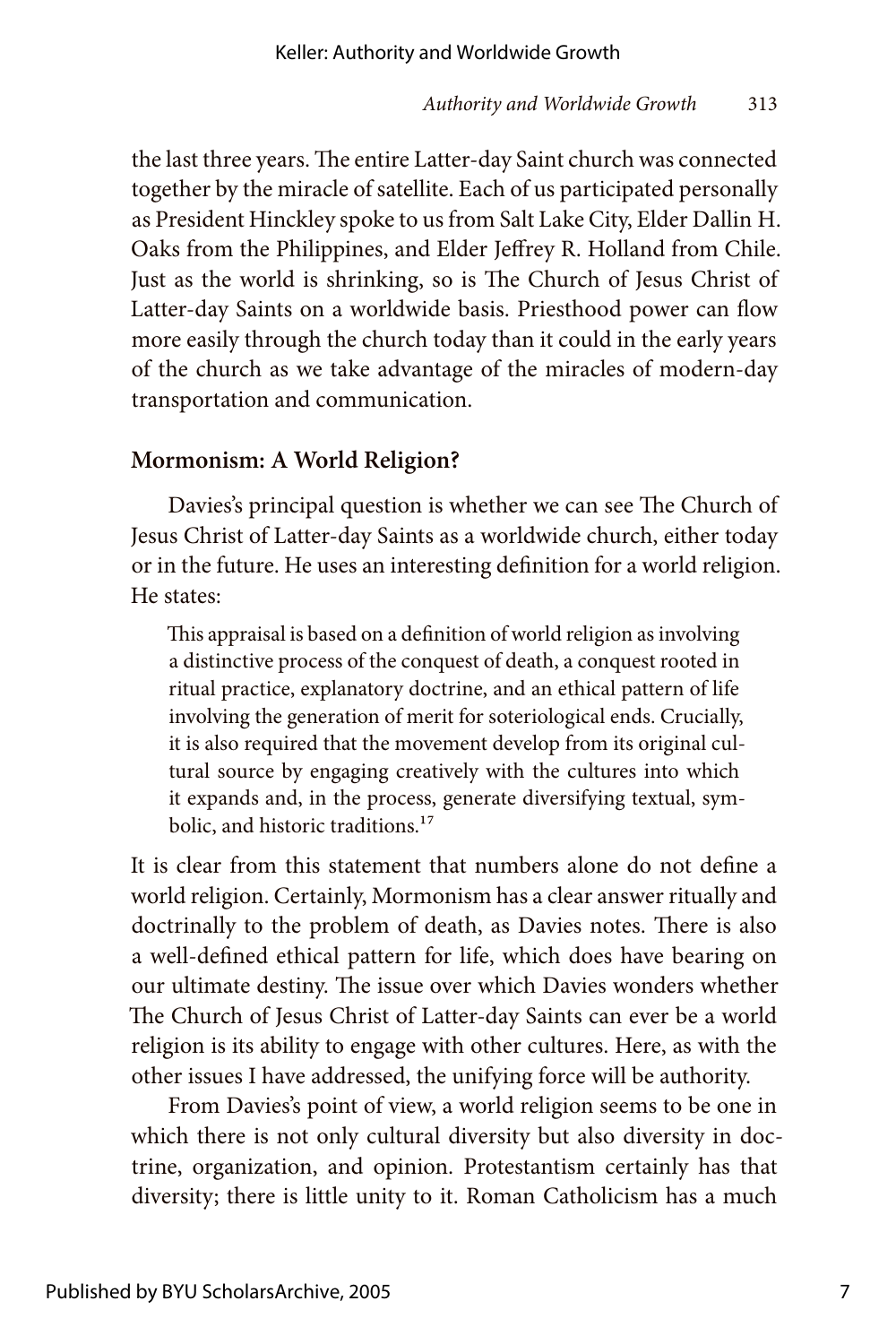the last three years. The entire Latter-day Saint church was connected together by the miracle of satellite. Each of us participated personally as President Hinckley spoke to us from Salt Lake City, Elder Dallin H. Oaks from the Philippines, and Elder Jeffrey R. Holland from Chile. Just as the world is shrinking, so is The Church of Jesus Christ of Latter-day Saints on a worldwide basis. Priesthood power can flow more easily through the church today than it could in the early years of the church as we take advantage of the miracles of modern-day transportation and communication.

### Mormonism: A World Religion?

Davies's principal question is whether we can see The Church of Jesus Christ of Latter-day Saints as a worldwide church, either today or in the future. He uses an interesting definition for a world religion. He states:

> This appraisal is based on a definition of world religion as involving a distinctive process of the conquest of death, a conquest rooted in ritual practice, explanatory doctrine, and an ethical pattern of life involving the generation of merit for soteriological ends. Crucially, it is also required that the movement develop from its original cultural source by engaging creatively with the cultures into which it expands and, in the process, generate diversifying textual, symbolic, and historic traditions.[17]

It is clear from this statement that numbers alone do not define a world religion. Certainly, Mormonism has a clear answer ritually and doctrinally to the problem of death, as Davies notes. There is also a well-defined ethical pattern for life, which does have bearing on our ultimate destiny. The issue over which Davies wonders whether The Church of Jesus Christ of Latter-day Saints can ever be a world religion is its ability to engage with other cultures. Here, as with the other issues I have addressed, the unifying force will be authority.

From Davies's point of view, a world religion seems to be one in which there is not only cultural diversity but also diversity in doctrine, organization, and opinion. Protestantism certainly has that diversity; there is little unity to it. Roman Catholicism has a much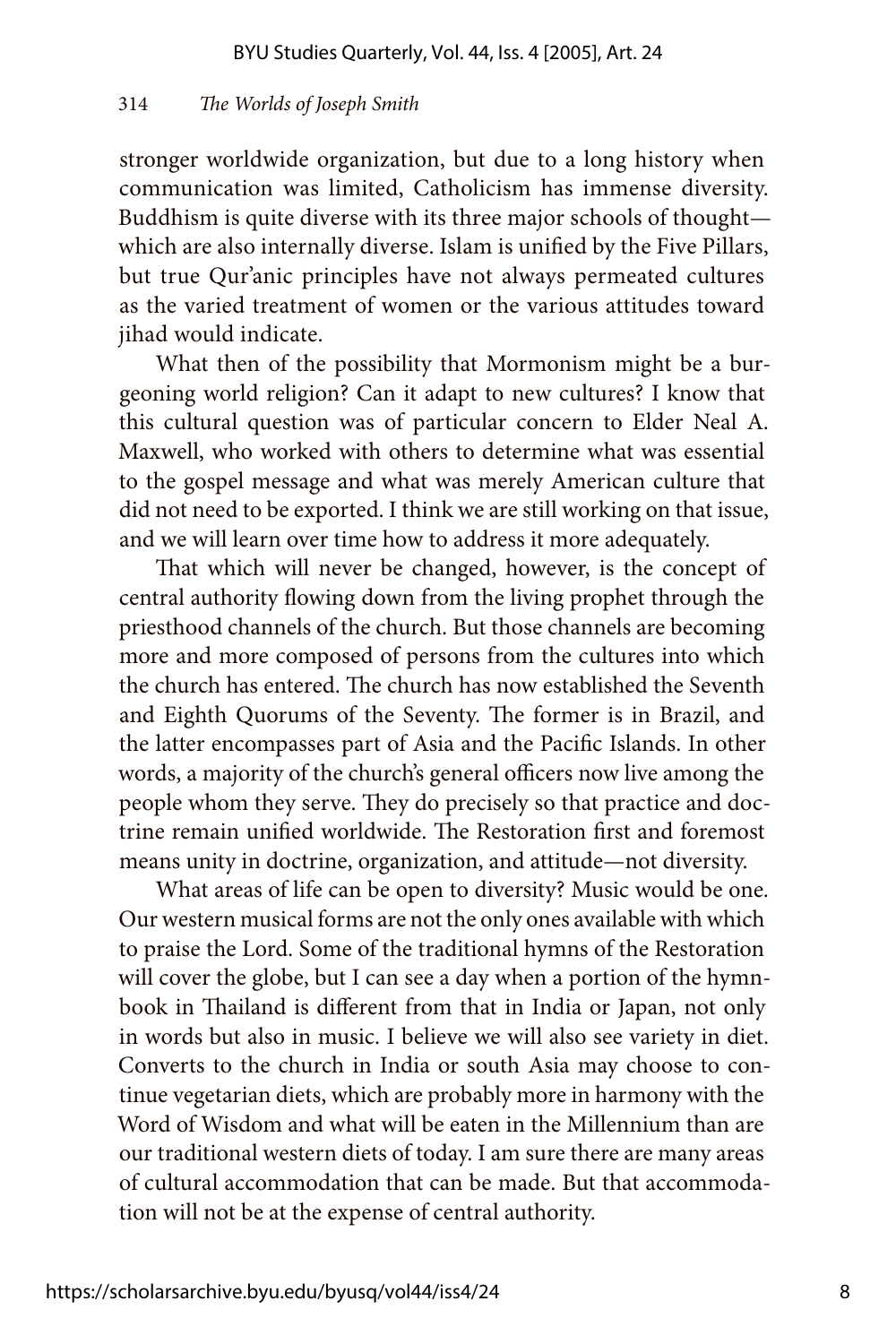stronger worldwide organization, but due to a long history when communication was limited, Catholicism has immense diversity. Buddhism is quite diverse with its three major schools of thought—which are also internally diverse. Islam is unified by the Five Pillars, but true Qur'anic principles have not always permeated cultures as the varied treatment of women or the various attitudes toward jihad would indicate.

What then of the possibility that Mormonism might be a burgeoning world religion? Can it adapt to new cultures? I know that this cultural question was of particular concern to Elder Neal A. Maxwell, who worked with others to determine what was essential to the gospel message and what was merely American culture that did not need to be exported. I think we are still working on that issue, and we will learn over time how to address it more adequately.

That which will never be changed, however, is the concept of central authority flowing down from the living prophet through the priesthood channels of the church. But those channels are becoming more and more composed of persons from the cultures into which the church has entered. The church has now established the Seventh and Eighth Quorums of the Seventy. The former is in Brazil, and the latter encompasses part of Asia and the Pacific Islands. In other words, a majority of the church's general officers now live among the people whom they serve. They do precisely so that practice and doctrine remain unified worldwide. The Restoration first and foremost means unity in doctrine, organization, and attitude—not diversity.

What areas of life can be open to diversity? Music would be one. Our western musical forms are not the only ones available with which to praise the Lord. Some of the traditional hymns of the Restoration will cover the globe, but I can see a day when a portion of the hymnbook in Thailand is different from that in India or Japan, not only in words but also in music. I believe we will also see variety in diet. Converts to the church in India or south Asia may choose to continue vegetarian diets, which are probably more in harmony with the Word of Wisdom and what will be eaten in the Millennium than are our traditional western diets of today. I am sure there are many areas of cultural accommodation that can be made. But that accommodation will not be at the expense of central authority.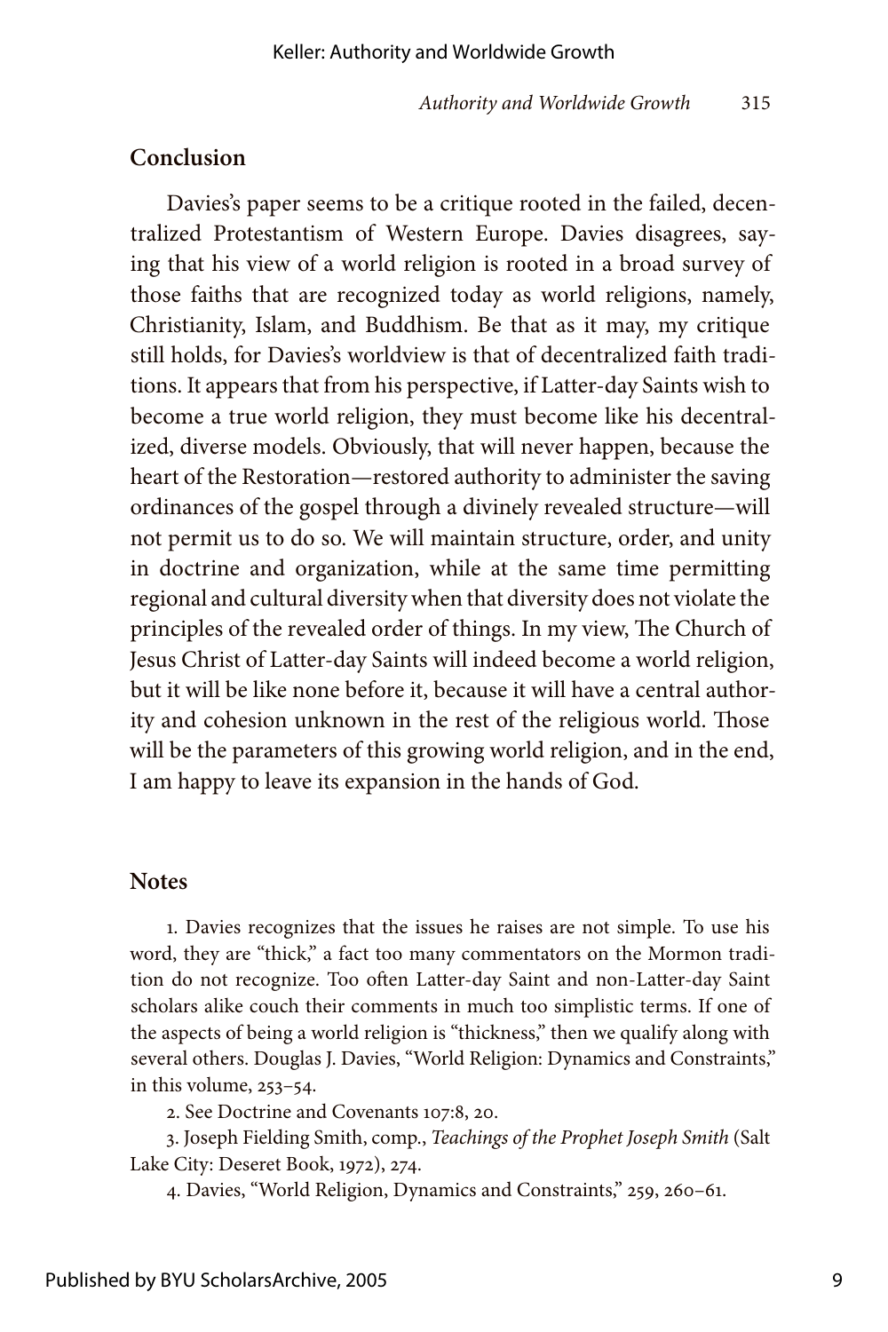## Conclusion

Davies's paper seems to be a critique rooted in the failed, decentralized Protestantism of Western Europe. Davies disagrees, saying that his view of a world religion is rooted in a broad survey of those faiths that are recognized today as world religions, namely, Christianity, Islam, and Buddhism. Be that as it may, my critique still holds, for Davies's worldview is that of decentralized faith traditions. It appears that from his perspective, if Latter-day Saints wish to become a true world religion, they must become like his decentralized, diverse models. Obviously, that will never happen, because the heart of the Restoration—restored authority to administer the saving ordinances of the gospel through a divinely revealed structure—will not permit us to do so. We will maintain structure, order, and unity in doctrine and organization, while at the same time permitting regional and cultural diversity when that diversity does not violate the principles of the revealed order of things. In my view, The Church of Jesus Christ of Latter-day Saints will indeed become a world religion, but it will be like none before it, because it will have a central authority and cohesion unknown in the rest of the religious world. Those will be the parameters of this growing world religion, and in the end, I am happy to leave its expansion in the hands of God.

## Notes

1. Davies recognizes that the issues he raises are not simple. To use his word, they are "thick," a fact too many commentators on the Mormon tradition do not recognize. Too often Latter-day Saint and non-Latter-day Saint scholars alike couch their comments in much too simplistic terms. If one of the aspects of being a world religion is "thickness," then we qualify along with several others. Douglas J. Davies, "World Religion: Dynamics and Constraints," in this volume, 253–54.

2. See Doctrine and Covenants 107:8, 20.

3. Joseph Fielding Smith, comp., *Teachings of the Prophet Joseph Smith* (Salt Lake City: Deseret Book, 1972), 274.

4. Davies, "World Religion, Dynamics and Constraints," 259, 260–61.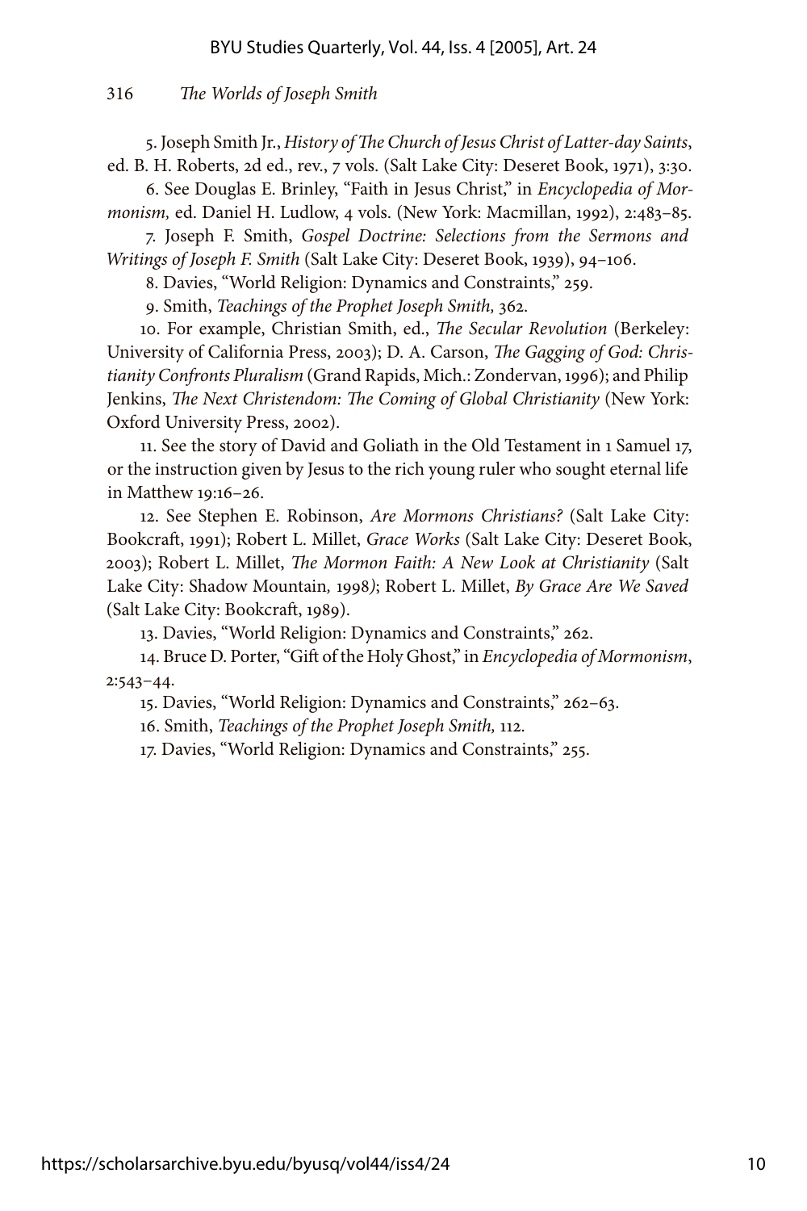5. Joseph Smith Jr., *History of The Church of Jesus Christ of Latter-day Saints*, ed. B. H. Roberts, 2d ed., rev., 7 vols. (Salt Lake City: Deseret Book, 1971), 3:30.

6. See Douglas E. Brinley, "Faith in Jesus Christ," in *Encyclopedia of Mormonism,* ed. Daniel H. Ludlow, 4 vols. (New York: Macmillan, 1992), 2:483–85.

7. Joseph F. Smith, *Gospel Doctrine: Selections from the Sermons and Writings of Joseph F. Smith* (Salt Lake City: Deseret Book, 1939), 94–106.

8. Davies, "World Religion: Dynamics and Constraints," 259.

9. Smith, *Teachings of the Prophet Joseph Smith,* 362.

10. For example, Christian Smith, ed., *The Secular Revolution* (Berkeley: University of California Press, 2003); D. A. Carson, *The Gagging of God: Christianity Confronts Pluralism* (Grand Rapids, Mich.: Zondervan, 1996); and Philip Jenkins, *The Next Christendom: The Coming of Global Christianity* (New York: Oxford University Press, 2002).

11. See the story of David and Goliath in the Old Testament in 1 Samuel 17, or the instruction given by Jesus to the rich young ruler who sought eternal life in Matthew 19:16–26.

12. See Stephen E. Robinson, *Are Mormons Christians?* (Salt Lake City: Bookcraft, 1991); Robert L. Millet, *Grace Works* (Salt Lake City: Deseret Book, 2003); Robert L. Millet, *The Mormon Faith: A New Look at Christianity* (Salt Lake City: Shadow Mountain, 1998); Robert L. Millet, *By Grace Are We Saved* (Salt Lake City: Bookcraft, 1989).

13. Davies, "World Religion: Dynamics and Constraints," 262.

14. Bruce D. Porter, "Gift of the Holy Ghost," in *Encyclopedia of Mormonism*, 2:543–44.

15. Davies, "World Religion: Dynamics and Constraints," 262–63.

16. Smith, *Teachings of the Prophet Joseph Smith,* 112.

17. Davies, "World Religion: Dynamics and Constraints," 255.